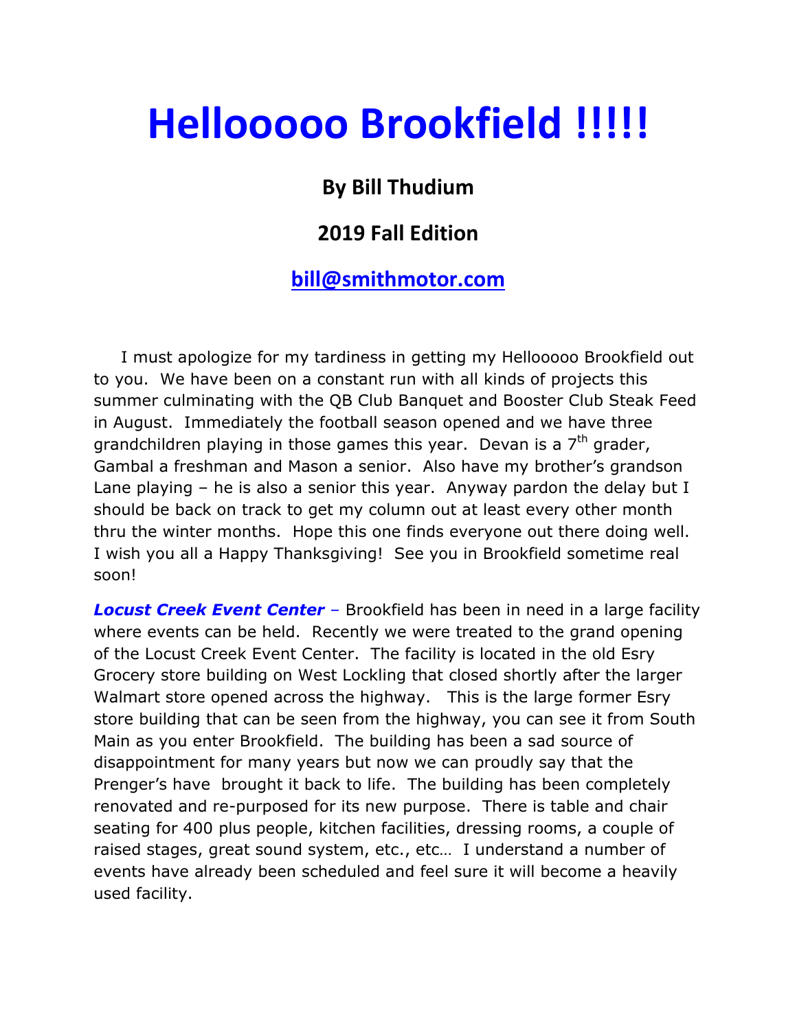# Hellooooo Brookfield !!!!!

## By Bill Thudium

## 2019 Fall Edition

## bill@smithmotor.com

I must apologize for my tardiness in getting my Hellooooo Brookfield out to you. We have been on a constant run with all kinds of projects this summer culminating with the QB Club Banquet and Booster Club Steak Feed in August. Immediately the football season opened and we have three grandchildren playing in those games this year. Devan is a 7th grader, Gambal a freshman and Mason a senior. Also have my brother's grandson Lane playing – he is also a senior this year. Anyway pardon the delay but I should be back on track to get my column out at least every other month thru the winter months. Hope this one finds everyone out there doing well. I wish you all a Happy Thanksgiving! See you in Brookfield sometime real soon!

***Locust Creek Event Center*** – Brookfield has been in need in a large facility where events can be held. Recently we were treated to the grand opening of the Locust Creek Event Center. The facility is located in the old Esry Grocery store building on West Lockling that closed shortly after the larger Walmart store opened across the highway. This is the large former Esry store building that can be seen from the highway, you can see it from South Main as you enter Brookfield. The building has been a sad source of disappointment for many years but now we can proudly say that the Prenger's have brought it back to life. The building has been completely renovated and re-purposed for its new purpose. There is table and chair seating for 400 plus people, kitchen facilities, dressing rooms, a couple of raised stages, great sound system, etc., etc… I understand a number of events have already been scheduled and feel sure it will become a heavily used facility.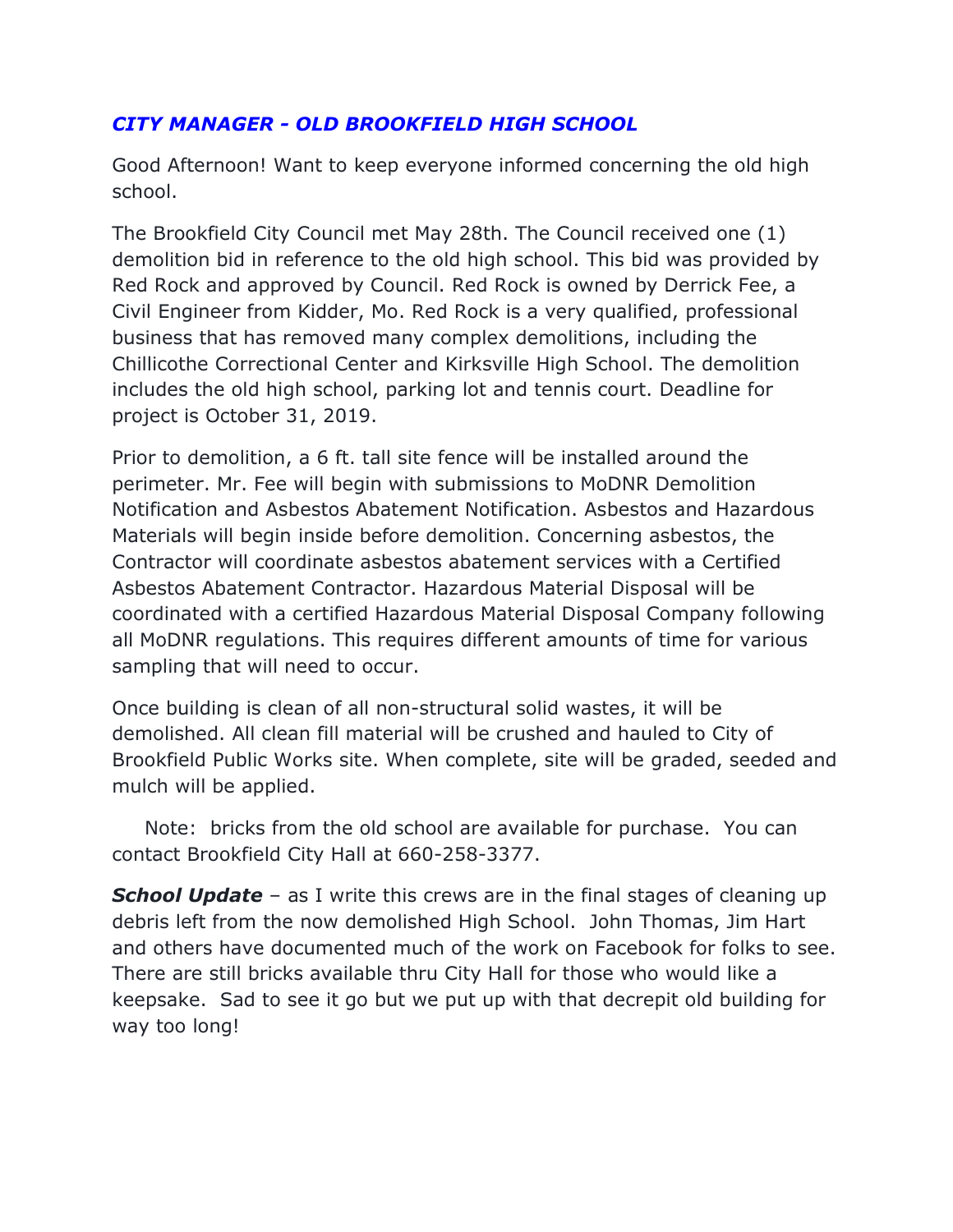## *CITY MANAGER - OLD BROOKFIELD HIGH SCHOOL*

Good Afternoon! Want to keep everyone informed concerning the old high school.

The Brookfield City Council met May 28th. The Council received one (1) demolition bid in reference to the old high school. This bid was provided by Red Rock and approved by Council. Red Rock is owned by Derrick Fee, a Civil Engineer from Kidder, Mo. Red Rock is a very qualified, professional business that has removed many complex demolitions, including the Chillicothe Correctional Center and Kirksville High School. The demolition includes the old high school, parking lot and tennis court. Deadline for project is October 31, 2019.

Prior to demolition, a 6 ft. tall site fence will be installed around the perimeter. Mr. Fee will begin with submissions to MoDNR Demolition Notification and Asbestos Abatement Notification. Asbestos and Hazardous Materials will begin inside before demolition. Concerning asbestos, the Contractor will coordinate asbestos abatement services with a Certified Asbestos Abatement Contractor. Hazardous Material Disposal will be coordinated with a certified Hazardous Material Disposal Company following all MoDNR regulations. This requires different amounts of time for various sampling that will need to occur.

Once building is clean of all non-structural solid wastes, it will be demolished. All clean fill material will be crushed and hauled to City of Brookfield Public Works site. When complete, site will be graded, seeded and mulch will be applied.

Note: bricks from the old school are available for purchase. You can contact Brookfield City Hall at 660-258-3377.

***School Update*** – as I write this crews are in the final stages of cleaning up debris left from the now demolished High School. John Thomas, Jim Hart and others have documented much of the work on Facebook for folks to see. There are still bricks available thru City Hall for those who would like a keepsake. Sad to see it go but we put up with that decrepit old building for way too long!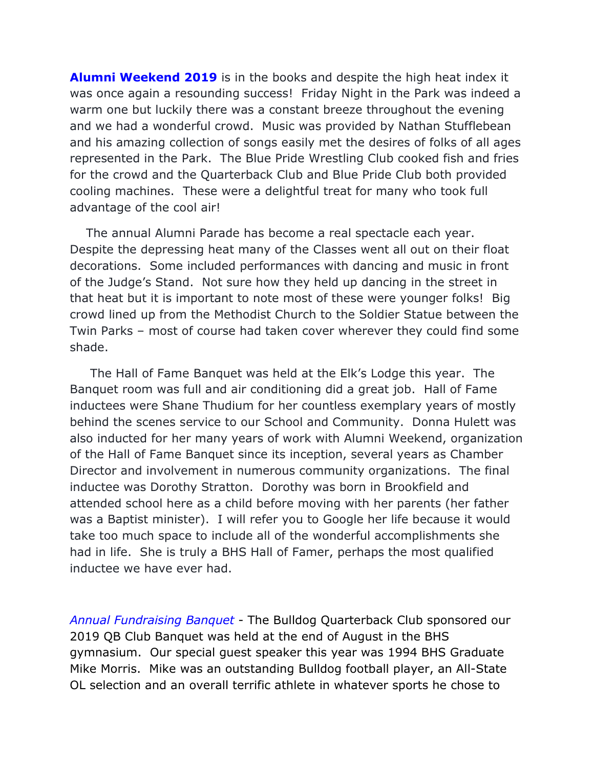**Alumni Weekend 2019** is in the books and despite the high heat index it was once again a resounding success! Friday Night in the Park was indeed a warm one but luckily there was a constant breeze throughout the evening and we had a wonderful crowd. Music was provided by Nathan Stufflebean and his amazing collection of songs easily met the desires of folks of all ages represented in the Park. The Blue Pride Wrestling Club cooked fish and fries for the crowd and the Quarterback Club and Blue Pride Club both provided cooling machines. These were a delightful treat for many who took full advantage of the cool air!

The annual Alumni Parade has become a real spectacle each year. Despite the depressing heat many of the Classes went all out on their float decorations. Some included performances with dancing and music in front of the Judge's Stand. Not sure how they held up dancing in the street in that heat but it is important to note most of these were younger folks! Big crowd lined up from the Methodist Church to the Soldier Statue between the Twin Parks – most of course had taken cover wherever they could find some shade.

The Hall of Fame Banquet was held at the Elk's Lodge this year. The Banquet room was full and air conditioning did a great job. Hall of Fame inductees were Shane Thudium for her countless exemplary years of mostly behind the scenes service to our School and Community. Donna Hulett was also inducted for her many years of work with Alumni Weekend, organization of the Hall of Fame Banquet since its inception, several years as Chamber Director and involvement in numerous community organizations. The final inductee was Dorothy Stratton. Dorothy was born in Brookfield and attended school here as a child before moving with her parents (her father was a Baptist minister). I will refer you to Google her life because it would take too much space to include all of the wonderful accomplishments she had in life. She is truly a BHS Hall of Famer, perhaps the most qualified inductee we have ever had.

*Annual Fundraising Banquet* - The Bulldog Quarterback Club sponsored our 2019 QB Club Banquet was held at the end of August in the BHS gymnasium. Our special guest speaker this year was 1994 BHS Graduate Mike Morris. Mike was an outstanding Bulldog football player, an All-State OL selection and an overall terrific athlete in whatever sports he chose to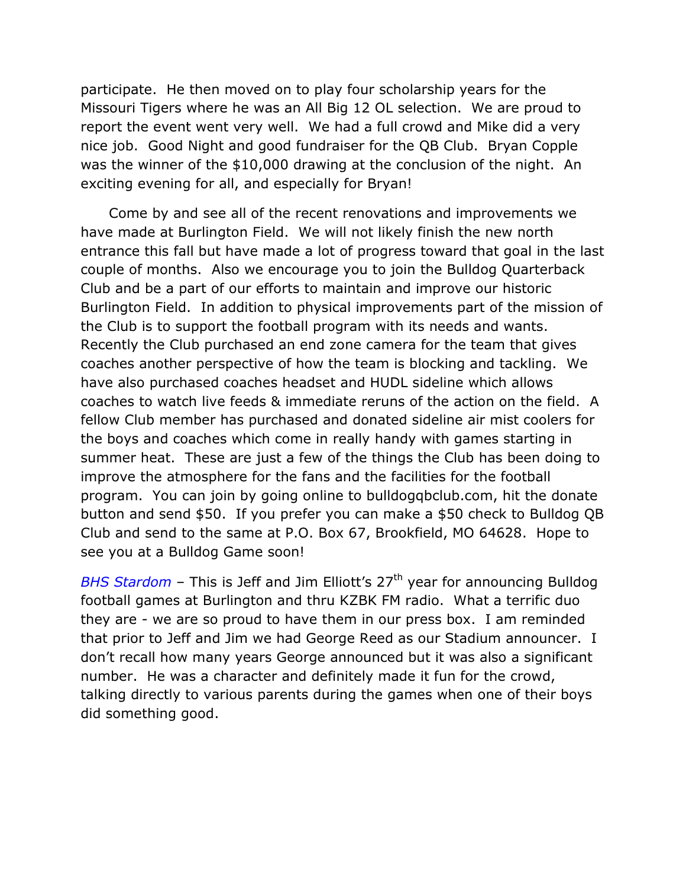participate. He then moved on to play four scholarship years for the Missouri Tigers where he was an All Big 12 OL selection. We are proud to report the event went very well. We had a full crowd and Mike did a very nice job. Good Night and good fundraiser for the QB Club. Bryan Copple was the winner of the $10,000 drawing at the conclusion of the night. An exciting evening for all, and especially for Bryan!

Come by and see all of the recent renovations and improvements we have made at Burlington Field. We will not likely finish the new north entrance this fall but have made a lot of progress toward that goal in the last couple of months. Also we encourage you to join the Bulldog Quarterback Club and be a part of our efforts to maintain and improve our historic Burlington Field. In addition to physical improvements part of the mission of the Club is to support the football program with its needs and wants. Recently the Club purchased an end zone camera for the team that gives coaches another perspective of how the team is blocking and tackling. We have also purchased coaches headset and HUDL sideline which allows coaches to watch live feeds & immediate reruns of the action on the field. A fellow Club member has purchased and donated sideline air mist coolers for the boys and coaches which come in really handy with games starting in summer heat. These are just a few of the things the Club has been doing to improve the atmosphere for the fans and the facilities for the football program. You can join by going online to bulldogqbclub.com, hit the donate button and send $50. If you prefer you can make a $50 check to Bulldog QB Club and send to the same at P.O. Box 67, Brookfield, MO 64628. Hope to see you at a Bulldog Game soon!

*BHS Stardom* – This is Jeff and Jim Elliott's 27th year for announcing Bulldog football games at Burlington and thru KZBK FM radio. What a terrific duo they are - we are so proud to have them in our press box. I am reminded that prior to Jeff and Jim we had George Reed as our Stadium announcer. I don't recall how many years George announced but it was also a significant number. He was a character and definitely made it fun for the crowd, talking directly to various parents during the games when one of their boys did something good.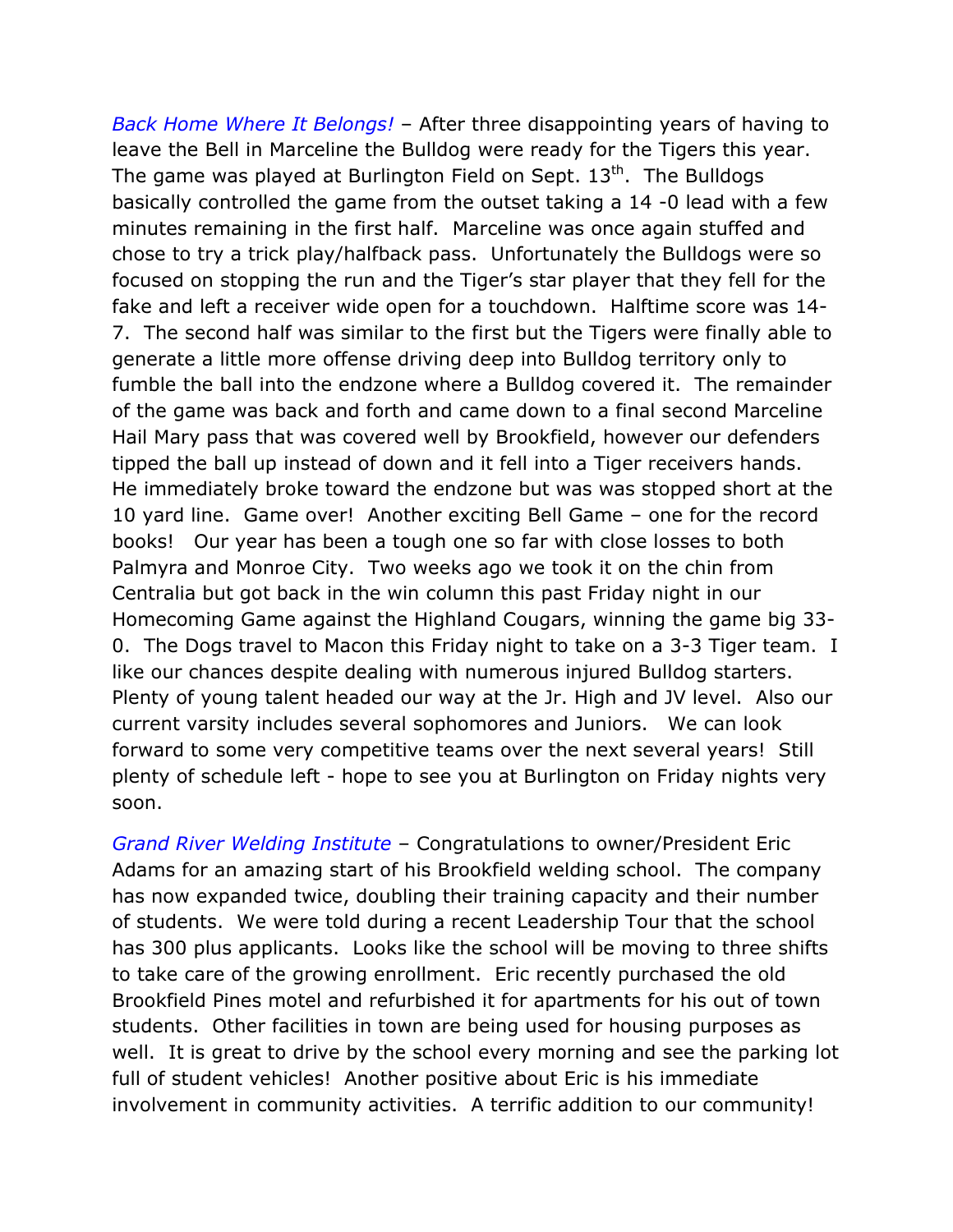*Back Home Where It Belongs!* – After three disappointing years of having to leave the Bell in Marceline the Bulldog were ready for the Tigers this year. The game was played at Burlington Field on Sept. 13th. The Bulldogs basically controlled the game from the outset taking a 14 -0 lead with a few minutes remaining in the first half. Marceline was once again stuffed and chose to try a trick play/halfback pass. Unfortunately the Bulldogs were so focused on stopping the run and the Tiger's star player that they fell for the fake and left a receiver wide open for a touchdown. Halftime score was 14-7. The second half was similar to the first but the Tigers were finally able to generate a little more offense driving deep into Bulldog territory only to fumble the ball into the endzone where a Bulldog covered it. The remainder of the game was back and forth and came down to a final second Marceline Hail Mary pass that was covered well by Brookfield, however our defenders tipped the ball up instead of down and it fell into a Tiger receivers hands. He immediately broke toward the endzone but was was stopped short at the 10 yard line. Game over! Another exciting Bell Game – one for the record books! Our year has been a tough one so far with close losses to both Palmyra and Monroe City. Two weeks ago we took it on the chin from Centralia but got back in the win column this past Friday night in our Homecoming Game against the Highland Cougars, winning the game big 33-0. The Dogs travel to Macon this Friday night to take on a 3-3 Tiger team. I like our chances despite dealing with numerous injured Bulldog starters. Plenty of young talent headed our way at the Jr. High and JV level. Also our current varsity includes several sophomores and Juniors. We can look forward to some very competitive teams over the next several years! Still plenty of schedule left - hope to see you at Burlington on Friday nights very soon.

*Grand River Welding Institute* – Congratulations to owner/President Eric Adams for an amazing start of his Brookfield welding school. The company has now expanded twice, doubling their training capacity and their number of students. We were told during a recent Leadership Tour that the school has 300 plus applicants. Looks like the school will be moving to three shifts to take care of the growing enrollment. Eric recently purchased the old Brookfield Pines motel and refurbished it for apartments for his out of town students. Other facilities in town are being used for housing purposes as well. It is great to drive by the school every morning and see the parking lot full of student vehicles! Another positive about Eric is his immediate involvement in community activities. A terrific addition to our community!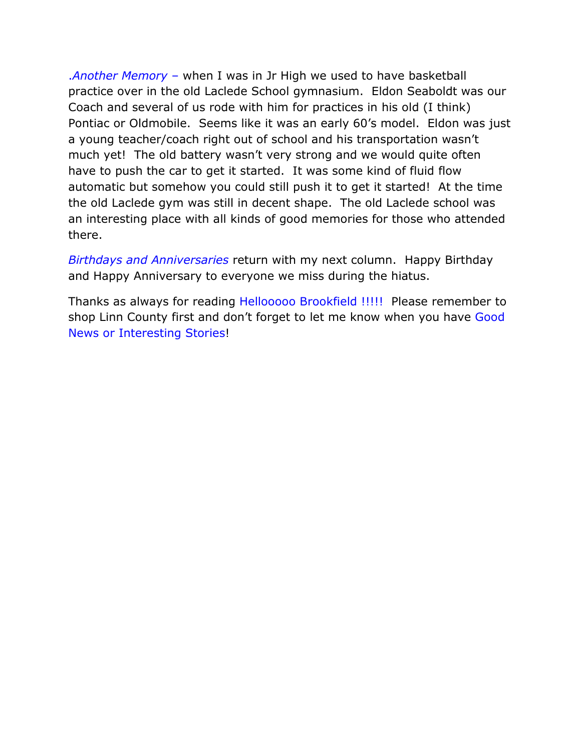*.Another Memory –* when I was in Jr High we used to have basketball practice over in the old Laclede School gymnasium. Eldon Seaboldt was our Coach and several of us rode with him for practices in his old (I think) Pontiac or Oldmobile. Seems like it was an early 60's model. Eldon was just a young teacher/coach right out of school and his transportation wasn't much yet! The old battery wasn't very strong and we would quite often have to push the car to get it started. It was some kind of fluid flow automatic but somehow you could still push it to get it started! At the time the old Laclede gym was still in decent shape. The old Laclede school was an interesting place with all kinds of good memories for those who attended there.

*Birthdays and Anniversaries* return with my next column. Happy Birthday and Happy Anniversary to everyone we miss during the hiatus.

Thanks as always for reading Hellooooo Brookfield !!!!! Please remember to shop Linn County first and don't forget to let me know when you have Good News or Interesting Stories!